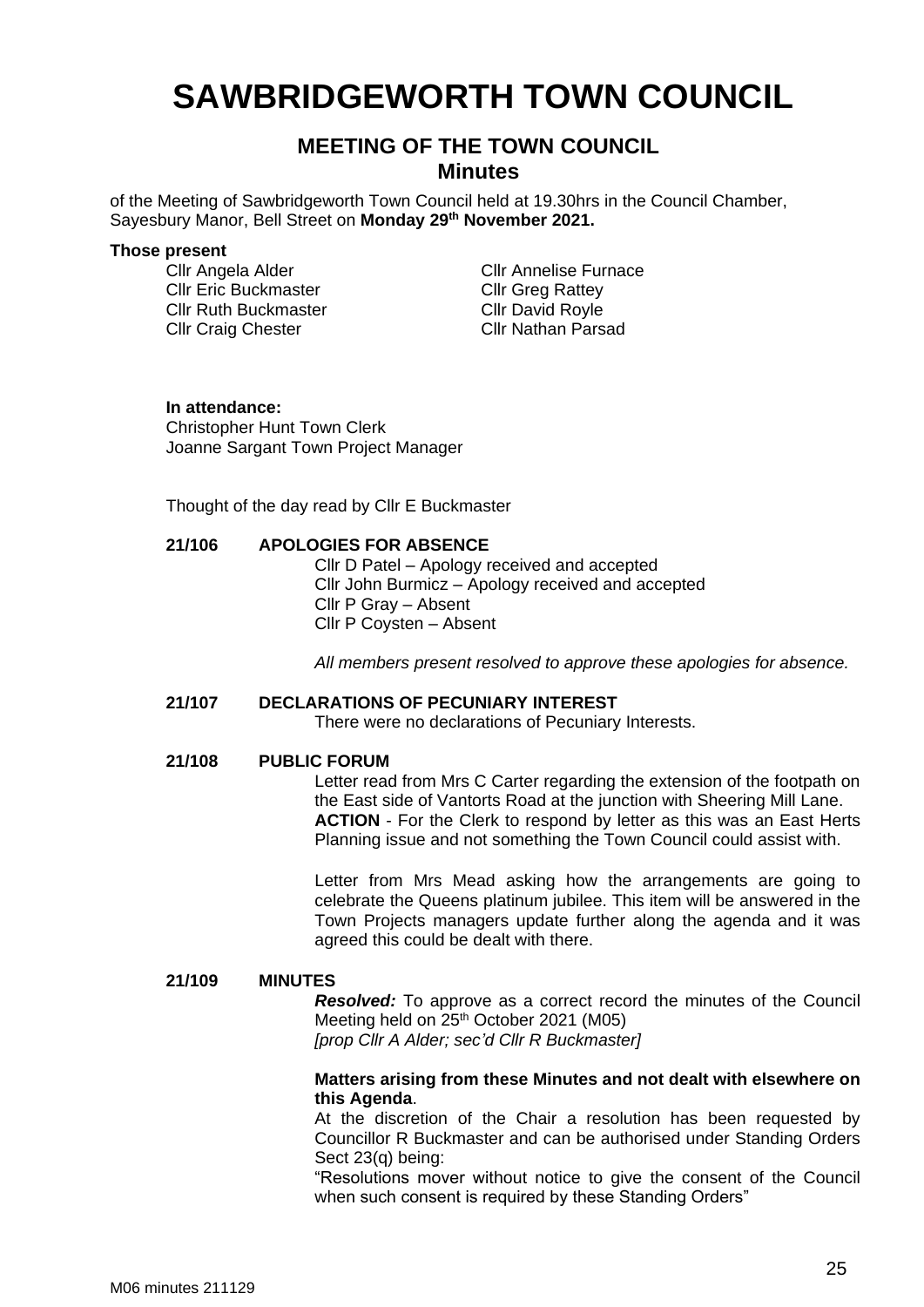# SAWBRIDGEWORTH TOWN COUNCIL

## MEETING OF THE TOWN COUNCIL
### Minutes

of the Meeting of Sawbridgeworth Town Council held at 19.30hrs in the Council Chamber, Sayesbury Manor, Bell Street on **Monday 29th November 2021.**

**Those present**

Cllr Angela Alder
Cllr Eric Buckmaster
Cllr Ruth Buckmaster
Cllr Craig Chester
Cllr Annelise Furnace
Cllr Greg Rattey
Cllr David Royle
Cllr Nathan Parsad

**In attendance:**
Christopher Hunt Town Clerk
Joanne Sargant Town Project Manager

Thought of the day read by Cllr E Buckmaster

**21/106 APOLOGIES FOR ABSENCE**

Cllr D Patel – Apology received and accepted
Cllr John Burmicz – Apology received and accepted
Cllr P Gray – Absent
Cllr P Coysten – Absent

*All members present resolved to approve these apologies for absence.*

**21/107 DECLARATIONS OF PECUNIARY INTEREST**

There were no declarations of Pecuniary Interests.

**21/108 PUBLIC FORUM**

Letter read from Mrs C Carter regarding the extension of the footpath on the East side of Vantorts Road at the junction with Sheering Mill Lane.
**ACTION** - For the Clerk to respond by letter as this was an East Herts Planning issue and not something the Town Council could assist with.

Letter from Mrs Mead asking how the arrangements are going to celebrate the Queens platinum jubilee. This item will be answered in the Town Projects managers update further along the agenda and it was agreed this could be dealt with there.

**21/109 MINUTES**

***Resolved:*** To approve as a correct record the minutes of the Council Meeting held on 25th October 2021 (M05)
*[prop Cllr A Alder; sec'd Cllr R Buckmaster]*

**Matters arising from these Minutes and not dealt with elsewhere on this Agenda**.
At the discretion of the Chair a resolution has been requested by Councillor R Buckmaster and can be authorised under Standing Orders Sect 23(q) being:
"Resolutions mover without notice to give the consent of the Council when such consent is required by these Standing Orders"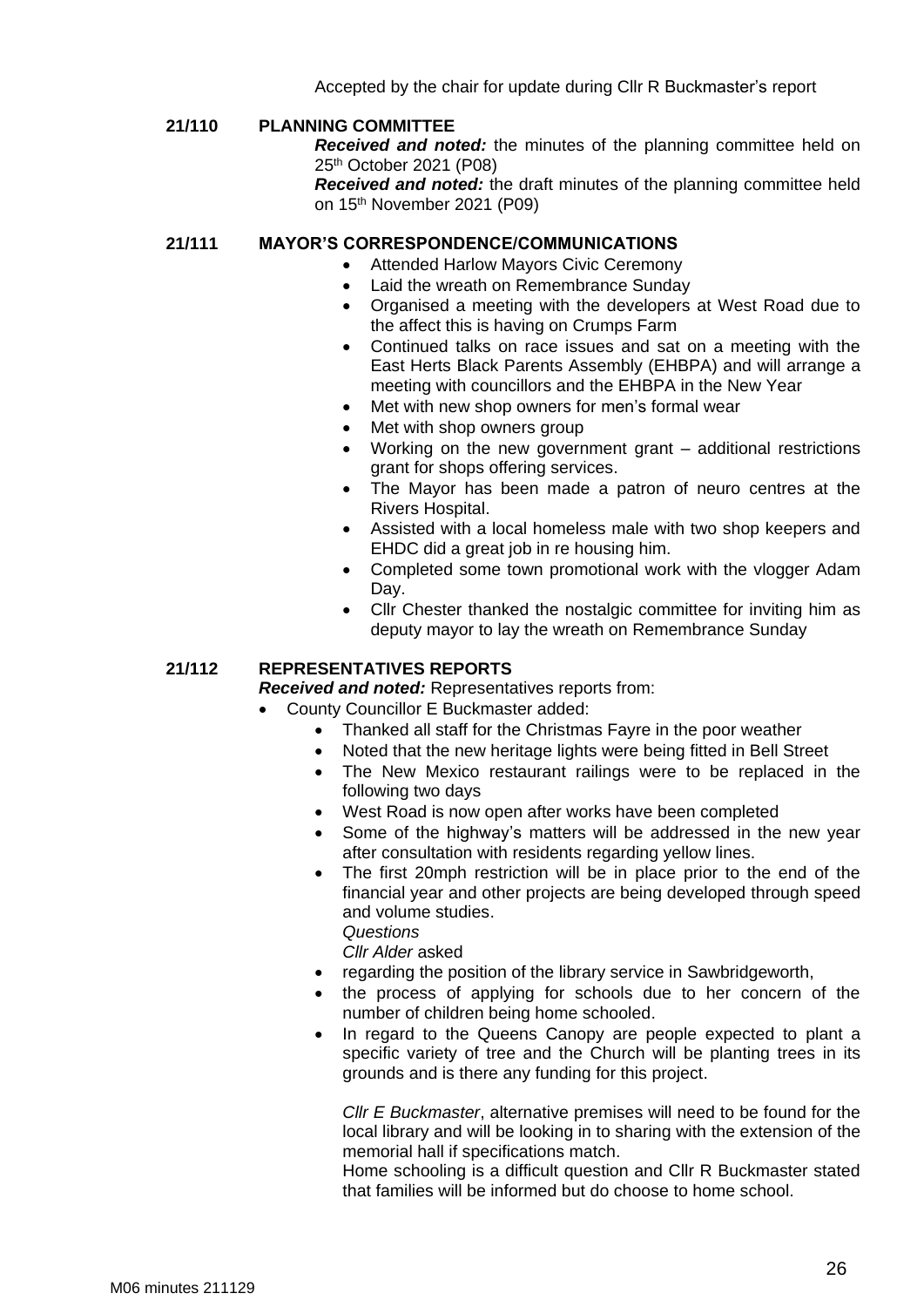Accepted by the chair for update during Cllr R Buckmaster's report

**21/110 PLANNING COMMITTEE**

***Received and noted:*** the minutes of the planning committee held on 25th October 2021 (P08)

***Received and noted:*** the draft minutes of the planning committee held on 15th November 2021 (P09)

**21/111 MAYOR'S CORRESPONDENCE/COMMUNICATIONS**

- Attended Harlow Mayors Civic Ceremony
- Laid the wreath on Remembrance Sunday
- Organised a meeting with the developers at West Road due to the affect this is having on Crumps Farm
- Continued talks on race issues and sat on a meeting with the East Herts Black Parents Assembly (EHBPA) and will arrange a meeting with councillors and the EHBPA in the New Year
- Met with new shop owners for men's formal wear
- Met with shop owners group
- Working on the new government grant – additional restrictions grant for shops offering services.
- The Mayor has been made a patron of neuro centres at the Rivers Hospital.
- Assisted with a local homeless male with two shop keepers and EHDC did a great job in re housing him.
- Completed some town promotional work with the vlogger Adam Day.
- Cllr Chester thanked the nostalgic committee for inviting him as deputy mayor to lay the wreath on Remembrance Sunday

**21/112 REPRESENTATIVES REPORTS**

***Received and noted:*** Representatives reports from:

- County Councillor E Buckmaster added:
  - Thanked all staff for the Christmas Fayre in the poor weather
  - Noted that the new heritage lights were being fitted in Bell Street
  - The New Mexico restaurant railings were to be replaced in the following two days
  - West Road is now open after works have been completed
  - Some of the highway's matters will be addressed in the new year after consultation with residents regarding yellow lines.
  - The first 20mph restriction will be in place prior to the end of the financial year and other projects are being developed through speed and volume studies.

    *Questions*

    *Cllr Alder* asked

  - regarding the position of the library service in Sawbridgeworth,
  - the process of applying for schools due to her concern of the number of children being home schooled.
  - In regard to the Queens Canopy are people expected to plant a specific variety of tree and the Church will be planting trees in its grounds and is there any funding for this project.

    *Cllr E Buckmaster*, alternative premises will need to be found for the local library and will be looking in to sharing with the extension of the memorial hall if specifications match.

    Home schooling is a difficult question and Cllr R Buckmaster stated that families will be informed but do choose to home school.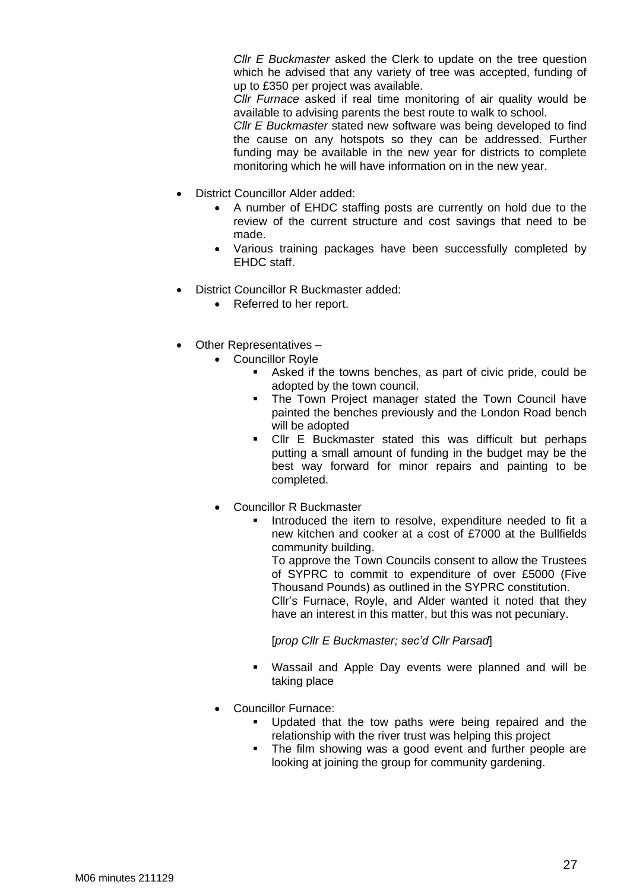*Cllr E Buckmaster* asked the Clerk to update on the tree question which he advised that any variety of tree was accepted, funding of up to £350 per project was available.
*Cllr Furnace* asked if real time monitoring of air quality would be available to advising parents the best route to walk to school.
*Cllr E Buckmaster* stated new software was being developed to find the cause on any hotspots so they can be addressed. Further funding may be available in the new year for districts to complete monitoring which he will have information on in the new year.

- District Councillor Alder added:
  - A number of EHDC staffing posts are currently on hold due to the review of the current structure and cost savings that need to be made.
  - Various training packages have been successfully completed by EHDC staff.

- District Councillor R Buckmaster added:
  - Referred to her report.

- Other Representatives –
  - Councillor Royle
    - Asked if the towns benches, as part of civic pride, could be adopted by the town council.
    - The Town Project manager stated the Town Council have painted the benches previously and the London Road bench will be adopted
    - Cllr E Buckmaster stated this was difficult but perhaps putting a small amount of funding in the budget may be the best way forward for minor repairs and painting to be completed.

  - Councillor R Buckmaster
    - Introduced the item to resolve, expenditure needed to fit a new kitchen and cooker at a cost of £7000 at the Bullfields community building.
      To approve the Town Councils consent to allow the Trustees of SYPRC to commit to expenditure of over £5000 (Five Thousand Pounds) as outlined in the SYPRC constitution.
      Cllr's Furnace, Royle, and Alder wanted it noted that they have an interest in this matter, but this was not pecuniary.

      [*prop Cllr E Buckmaster; sec'd Cllr Parsad*]

    - Wassail and Apple Day events were planned and will be taking place

  - Councillor Furnace:
    - Updated that the tow paths were being repaired and the relationship with the river trust was helping this project
    - The film showing was a good event and further people are looking at joining the group for community gardening.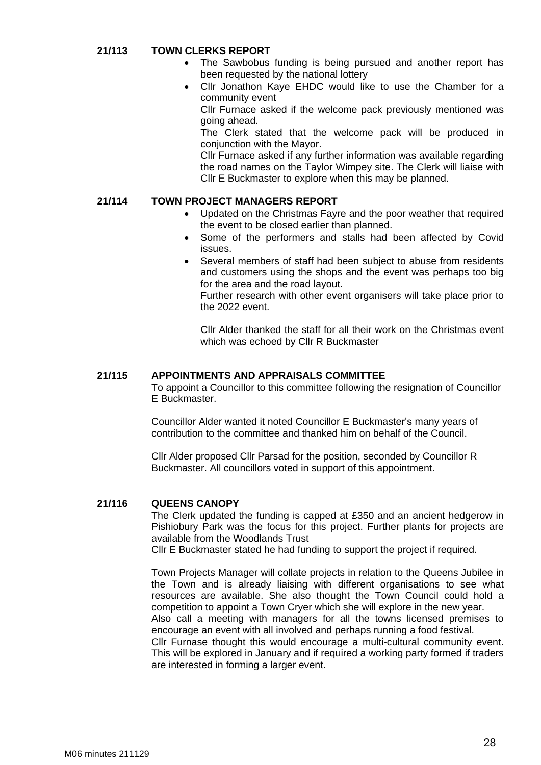### 21/113 TOWN CLERKS REPORT

- The Sawbobus funding is being pursued and another report has been requested by the national lottery
- Cllr Jonathon Kaye EHDC would like to use the Chamber for a community event

  Cllr Furnace asked if the welcome pack previously mentioned was going ahead.

  The Clerk stated that the welcome pack will be produced in conjunction with the Mayor.

  Cllr Furnace asked if any further information was available regarding the road names on the Taylor Wimpey site. The Clerk will liaise with Cllr E Buckmaster to explore when this may be planned.

### 21/114 TOWN PROJECT MANAGERS REPORT

- Updated on the Christmas Fayre and the poor weather that required the event to be closed earlier than planned.
- Some of the performers and stalls had been affected by Covid issues.
- Several members of staff had been subject to abuse from residents and customers using the shops and the event was perhaps too big for the area and the road layout.

  Further research with other event organisers will take place prior to the 2022 event.

  Cllr Alder thanked the staff for all their work on the Christmas event which was echoed by Cllr R Buckmaster

### 21/115 APPOINTMENTS AND APPRAISALS COMMITTEE

To appoint a Councillor to this committee following the resignation of Councillor E Buckmaster.

Councillor Alder wanted it noted Councillor E Buckmaster's many years of contribution to the committee and thanked him on behalf of the Council.

Cllr Alder proposed Cllr Parsad for the position, seconded by Councillor R Buckmaster. All councillors voted in support of this appointment.

### 21/116 QUEENS CANOPY

The Clerk updated the funding is capped at £350 and an ancient hedgerow in Pishiobury Park was the focus for this project. Further plants for projects are available from the Woodlands Trust

Cllr E Buckmaster stated he had funding to support the project if required.

Town Projects Manager will collate projects in relation to the Queens Jubilee in the Town and is already liaising with different organisations to see what resources are available. She also thought the Town Council could hold a competition to appoint a Town Cryer which she will explore in the new year.

Also call a meeting with managers for all the towns licensed premises to encourage an event with all involved and perhaps running a food festival.

Cllr Furnase thought this would encourage a multi-cultural community event. This will be explored in January and if required a working party formed if traders are interested in forming a larger event.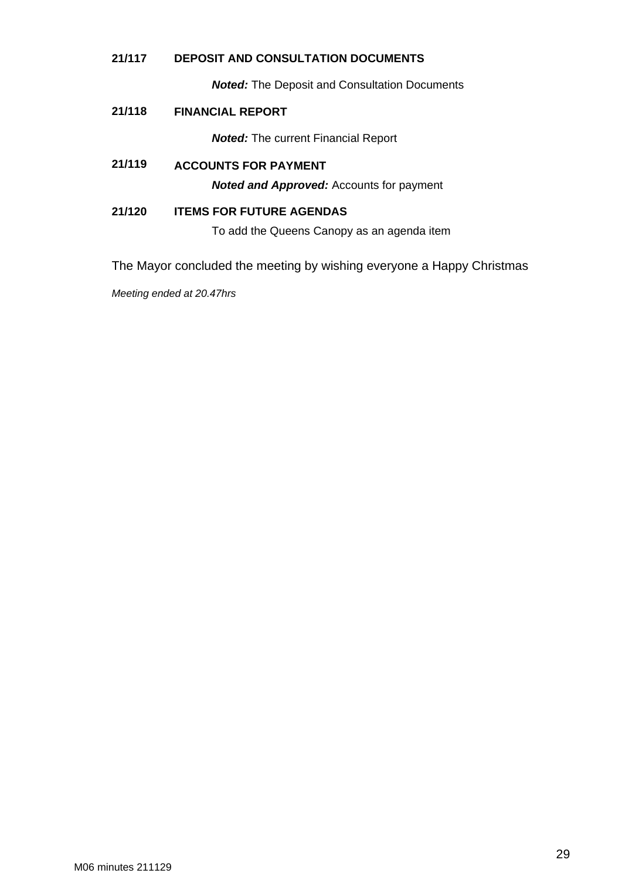**21/117 DEPOSIT AND CONSULTATION DOCUMENTS**

***Noted:*** The Deposit and Consultation Documents

**21/118 FINANCIAL REPORT**

***Noted:*** The current Financial Report

**21/119 ACCOUNTS FOR PAYMENT**

***Noted and Approved:*** Accounts for payment

**21/120 ITEMS FOR FUTURE AGENDAS**

To add the Queens Canopy as an agenda item

The Mayor concluded the meeting by wishing everyone a Happy Christmas

*Meeting ended at 20.47hrs*